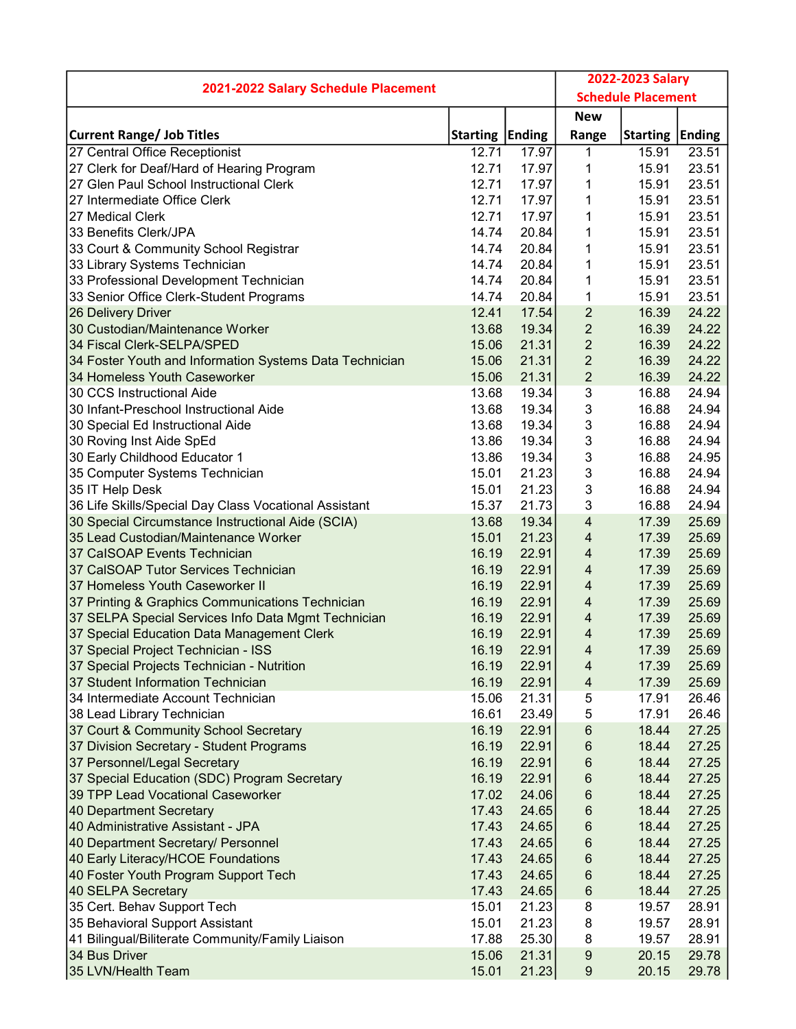| 2021-2022 Salary Schedule Placement | | | 2022-2023 Salary Schedule Placement | | |
|---|---|---|---|---|---|
| Current Range/ Job Titles | Starting | Ending | New Range | Starting | Ending |
| 27 Central Office Receptionist | 12.71 | 17.97 | 1 | 15.91 | 23.51 |
| 27 Clerk for Deaf/Hard of Hearing Program | 12.71 | 17.97 | 1 | 15.91 | 23.51 |
| 27 Glen Paul School Instructional Clerk | 12.71 | 17.97 | 1 | 15.91 | 23.51 |
| 27 Intermediate Office Clerk | 12.71 | 17.97 | 1 | 15.91 | 23.51 |
| 27 Medical Clerk | 12.71 | 17.97 | 1 | 15.91 | 23.51 |
| 33 Benefits Clerk/JPA | 14.74 | 20.84 | 1 | 15.91 | 23.51 |
| 33 Court & Community School Registrar | 14.74 | 20.84 | 1 | 15.91 | 23.51 |
| 33 Library Systems Technician | 14.74 | 20.84 | 1 | 15.91 | 23.51 |
| 33 Professional Development Technician | 14.74 | 20.84 | 1 | 15.91 | 23.51 |
| 33 Senior Office Clerk-Student Programs | 14.74 | 20.84 | 1 | 15.91 | 23.51 |
| 26 Delivery Driver | 12.41 | 17.54 | 2 | 16.39 | 24.22 |
| 30 Custodian/Maintenance Worker | 13.68 | 19.34 | 2 | 16.39 | 24.22 |
| 34 Fiscal Clerk-SELPA/SPED | 15.06 | 21.31 | 2 | 16.39 | 24.22 |
| 34 Foster Youth and Information Systems Data Technician | 15.06 | 21.31 | 2 | 16.39 | 24.22 |
| 34 Homeless Youth Caseworker | 15.06 | 21.31 | 2 | 16.39 | 24.22 |
| 30 CCS Instructional Aide | 13.68 | 19.34 | 3 | 16.88 | 24.94 |
| 30 Infant-Preschool Instructional Aide | 13.68 | 19.34 | 3 | 16.88 | 24.94 |
| 30 Special Ed Instructional Aide | 13.68 | 19.34 | 3 | 16.88 | 24.94 |
| 30 Roving Inst Aide SpEd | 13.86 | 19.34 | 3 | 16.88 | 24.94 |
| 30 Early Childhood Educator 1 | 13.86 | 19.34 | 3 | 16.88 | 24.95 |
| 35 Computer Systems Technician | 15.01 | 21.23 | 3 | 16.88 | 24.94 |
| 35 IT Help Desk | 15.01 | 21.23 | 3 | 16.88 | 24.94 |
| 36 Life Skills/Special Day Class Vocational Assistant | 15.37 | 21.73 | 3 | 16.88 | 24.94 |
| 30 Special Circumstance Instructional Aide (SCIA) | 13.68 | 19.34 | 4 | 17.39 | 25.69 |
| 35 Lead Custodian/Maintenance Worker | 15.01 | 21.23 | 4 | 17.39 | 25.69 |
| 37 CalSOAP Events Technician | 16.19 | 22.91 | 4 | 17.39 | 25.69 |
| 37 CalSOAP Tutor Services Technician | 16.19 | 22.91 | 4 | 17.39 | 25.69 |
| 37 Homeless Youth Caseworker II | 16.19 | 22.91 | 4 | 17.39 | 25.69 |
| 37 Printing & Graphics Communications Technician | 16.19 | 22.91 | 4 | 17.39 | 25.69 |
| 37 SELPA Special Services Info Data Mgmt Technician | 16.19 | 22.91 | 4 | 17.39 | 25.69 |
| 37 Special Education Data Management Clerk | 16.19 | 22.91 | 4 | 17.39 | 25.69 |
| 37 Special Project Technician - ISS | 16.19 | 22.91 | 4 | 17.39 | 25.69 |
| 37 Special Projects Technician - Nutrition | 16.19 | 22.91 | 4 | 17.39 | 25.69 |
| 37 Student Information Technician | 16.19 | 22.91 | 4 | 17.39 | 25.69 |
| 34 Intermediate Account Technician | 15.06 | 21.31 | 5 | 17.91 | 26.46 |
| 38 Lead Library Technician | 16.61 | 23.49 | 5 | 17.91 | 26.46 |
| 37 Court & Community School Secretary | 16.19 | 22.91 | 6 | 18.44 | 27.25 |
| 37 Division Secretary - Student Programs | 16.19 | 22.91 | 6 | 18.44 | 27.25 |
| 37 Personnel/Legal Secretary | 16.19 | 22.91 | 6 | 18.44 | 27.25 |
| 37 Special Education (SDC) Program Secretary | 16.19 | 22.91 | 6 | 18.44 | 27.25 |
| 39 TPP Lead Vocational Caseworker | 17.02 | 24.06 | 6 | 18.44 | 27.25 |
| 40 Department Secretary | 17.43 | 24.65 | 6 | 18.44 | 27.25 |
| 40 Administrative Assistant - JPA | 17.43 | 24.65 | 6 | 18.44 | 27.25 |
| 40 Department Secretary/ Personnel | 17.43 | 24.65 | 6 | 18.44 | 27.25 |
| 40 Early Literacy/HCOE Foundations | 17.43 | 24.65 | 6 | 18.44 | 27.25 |
| 40 Foster Youth Program Support Tech | 17.43 | 24.65 | 6 | 18.44 | 27.25 |
| 40 SELPA Secretary | 17.43 | 24.65 | 6 | 18.44 | 27.25 |
| 35 Cert. Behav Support Tech | 15.01 | 21.23 | 8 | 19.57 | 28.91 |
| 35 Behavioral Support Assistant | 15.01 | 21.23 | 8 | 19.57 | 28.91 |
| 41 Bilingual/Biliterate Community/Family Liaison | 17.88 | 25.30 | 8 | 19.57 | 28.91 |
| 34 Bus Driver | 15.06 | 21.31 | 9 | 20.15 | 29.78 |
| 35 LVN/Health Team | 15.01 | 21.23 | 9 | 20.15 | 29.78 |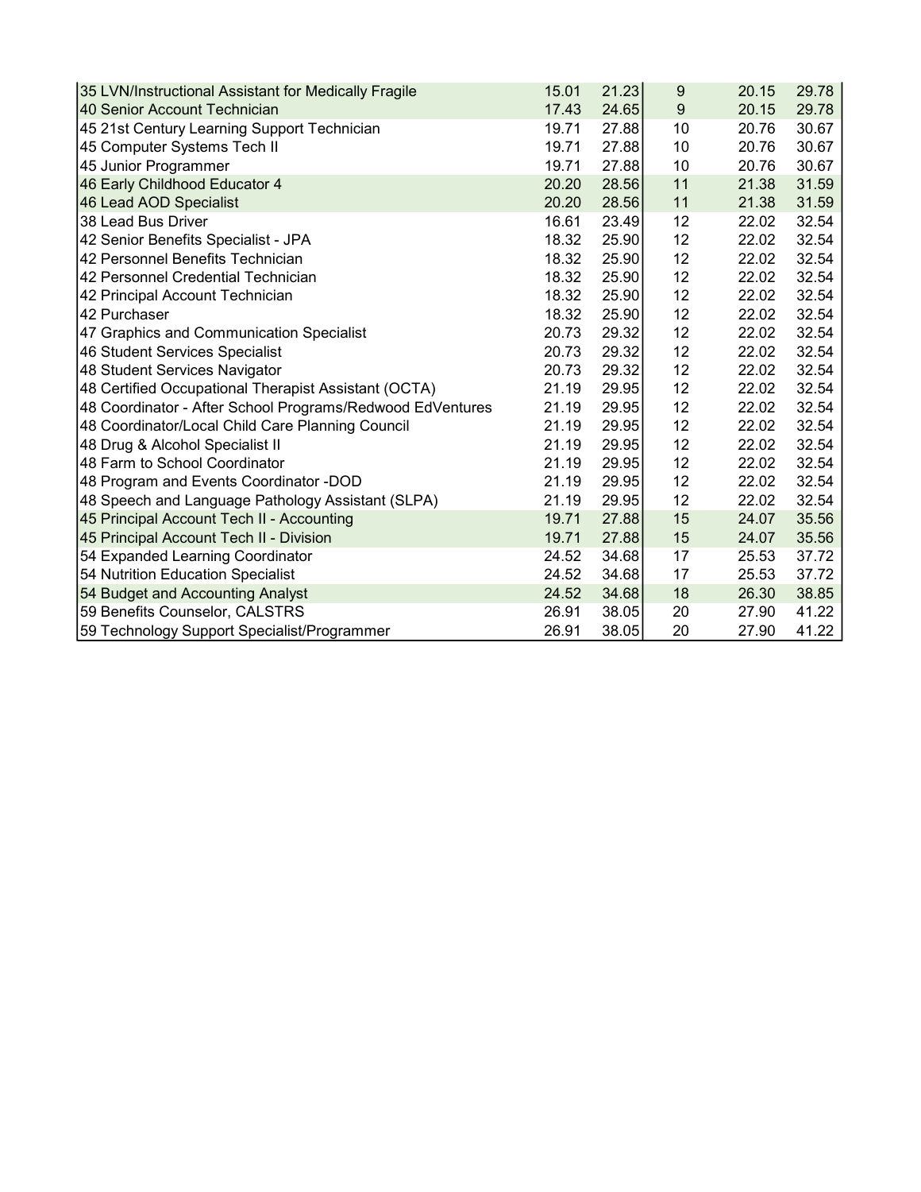| | | | | | |
|---|---|---|---|---|---|
| 35 LVN/Instructional Assistant for Medically Fragile | 15.01 | 21.23 | 9 | 20.15 | 29.78 |
| 40 Senior Account Technician | 17.43 | 24.65 | 9 | 20.15 | 29.78 |
| 45 21st Century Learning Support Technician | 19.71 | 27.88 | 10 | 20.76 | 30.67 |
| 45 Computer Systems Tech II | 19.71 | 27.88 | 10 | 20.76 | 30.67 |
| 45 Junior Programmer | 19.71 | 27.88 | 10 | 20.76 | 30.67 |
| 46 Early Childhood Educator 4 | 20.20 | 28.56 | 11 | 21.38 | 31.59 |
| 46 Lead AOD Specialist | 20.20 | 28.56 | 11 | 21.38 | 31.59 |
| 38 Lead Bus Driver | 16.61 | 23.49 | 12 | 22.02 | 32.54 |
| 42 Senior Benefits Specialist - JPA | 18.32 | 25.90 | 12 | 22.02 | 32.54 |
| 42 Personnel Benefits Technician | 18.32 | 25.90 | 12 | 22.02 | 32.54 |
| 42 Personnel Credential Technician | 18.32 | 25.90 | 12 | 22.02 | 32.54 |
| 42 Principal Account Technician | 18.32 | 25.90 | 12 | 22.02 | 32.54 |
| 42 Purchaser | 18.32 | 25.90 | 12 | 22.02 | 32.54 |
| 47 Graphics and Communication Specialist | 20.73 | 29.32 | 12 | 22.02 | 32.54 |
| 46 Student Services Specialist | 20.73 | 29.32 | 12 | 22.02 | 32.54 |
| 48 Student Services Navigator | 20.73 | 29.32 | 12 | 22.02 | 32.54 |
| 48 Certified Occupational Therapist Assistant (OCTA) | 21.19 | 29.95 | 12 | 22.02 | 32.54 |
| 48 Coordinator - After School Programs/Redwood EdVentures | 21.19 | 29.95 | 12 | 22.02 | 32.54 |
| 48 Coordinator/Local Child Care Planning Council | 21.19 | 29.95 | 12 | 22.02 | 32.54 |
| 48 Drug & Alcohol Specialist II | 21.19 | 29.95 | 12 | 22.02 | 32.54 |
| 48 Farm to School Coordinator | 21.19 | 29.95 | 12 | 22.02 | 32.54 |
| 48 Program and Events Coordinator -DOD | 21.19 | 29.95 | 12 | 22.02 | 32.54 |
| 48 Speech and Language Pathology Assistant (SLPA) | 21.19 | 29.95 | 12 | 22.02 | 32.54 |
| 45 Principal Account Tech II - Accounting | 19.71 | 27.88 | 15 | 24.07 | 35.56 |
| 45 Principal Account Tech II - Division | 19.71 | 27.88 | 15 | 24.07 | 35.56 |
| 54 Expanded Learning Coordinator | 24.52 | 34.68 | 17 | 25.53 | 37.72 |
| 54 Nutrition Education Specialist | 24.52 | 34.68 | 17 | 25.53 | 37.72 |
| 54 Budget and Accounting Analyst | 24.52 | 34.68 | 18 | 26.30 | 38.85 |
| 59 Benefits Counselor, CALSTRS | 26.91 | 38.05 | 20 | 27.90 | 41.22 |
| 59 Technology Support Specialist/Programmer | 26.91 | 38.05 | 20 | 27.90 | 41.22 |